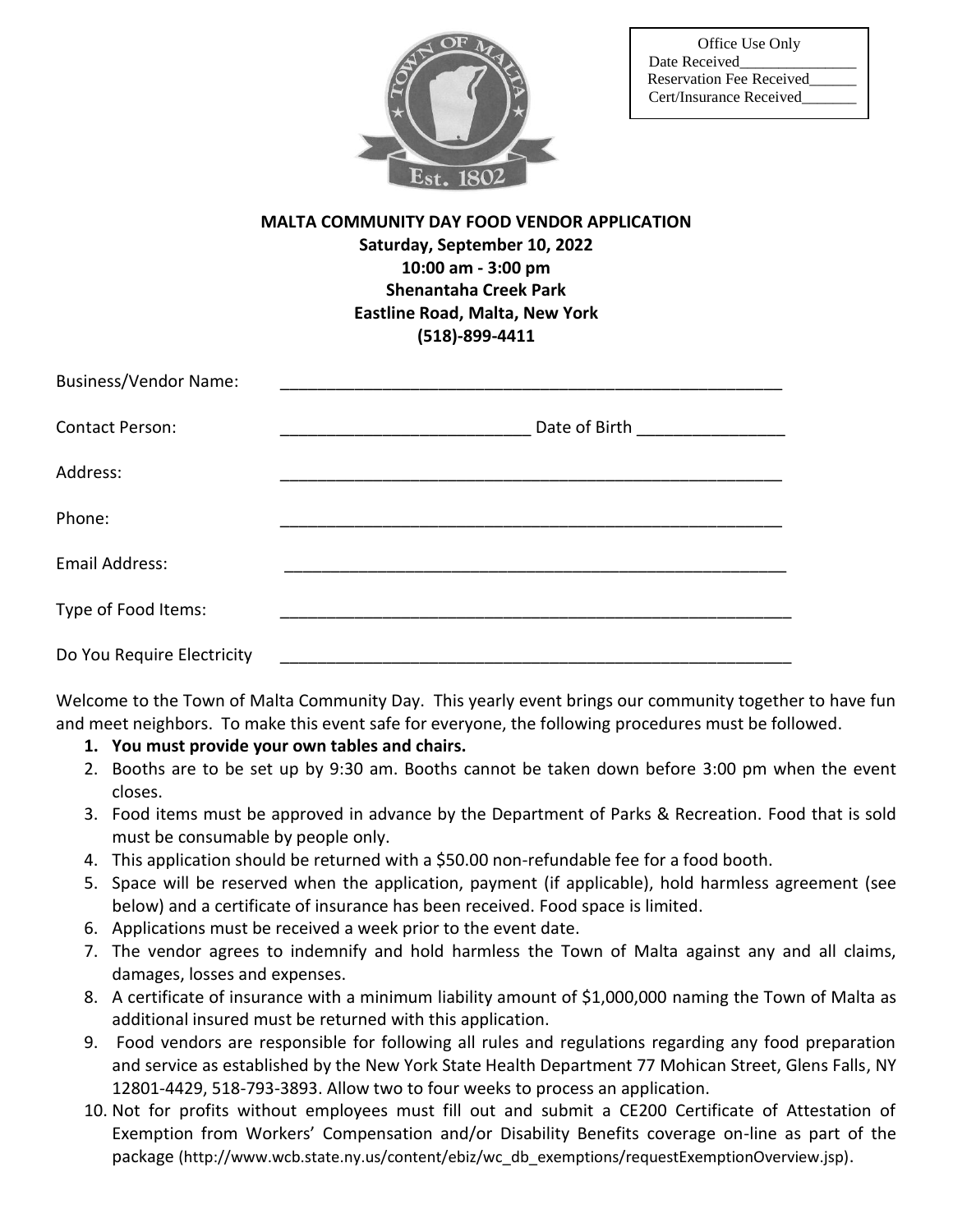Office Use Only
Date Received_______________
Reservation Fee Received______
Cert/Insurance Received_______

**MALTA COMMUNITY DAY FOOD VENDOR APPLICATION**
**Saturday, September 10, 2022**
**10:00 am - 3:00 pm**
**Shenantaha Creek Park**
**Eastline Road, Malta, New York**
**(518)-899-4411**

Business/Vendor Name: ________________________________________________________

Contact Person: ___________________________ Date of Birth ________________

Address: ________________________________________________________

Phone: ________________________________________________________

Email Address: ________________________________________________________

Type of Food Items: ________________________________________________________

Do You Require Electricity ________________________________________________________

Welcome to the Town of Malta Community Day. This yearly event brings our community together to have fun and meet neighbors. To make this event safe for everyone, the following procedures must be followed.

1. **You must provide your own tables and chairs.**
2. Booths are to be set up by 9:30 am. Booths cannot be taken down before 3:00 pm when the event closes.
3. Food items must be approved in advance by the Department of Parks & Recreation. Food that is sold must be consumable by people only.
4. This application should be returned with a $50.00 non-refundable fee for a food booth.
5. Space will be reserved when the application, payment (if applicable), hold harmless agreement (see below) and a certificate of insurance has been received. Food space is limited.
6. Applications must be received a week prior to the event date.
7. The vendor agrees to indemnify and hold harmless the Town of Malta against any and all claims, damages, losses and expenses.
8. A certificate of insurance with a minimum liability amount of $1,000,000 naming the Town of Malta as additional insured must be returned with this application.
9. Food vendors are responsible for following all rules and regulations regarding any food preparation and service as established by the New York State Health Department 77 Mohican Street, Glens Falls, NY 12801-4429, 518-793-3893. Allow two to four weeks to process an application.
10. Not for profits without employees must fill out and submit a CE200 Certificate of Attestation of Exemption from Workers' Compensation and/or Disability Benefits coverage on-line as part of the package (http://www.wcb.state.ny.us/content/ebiz/wc_db_exemptions/requestExemptionOverview.jsp).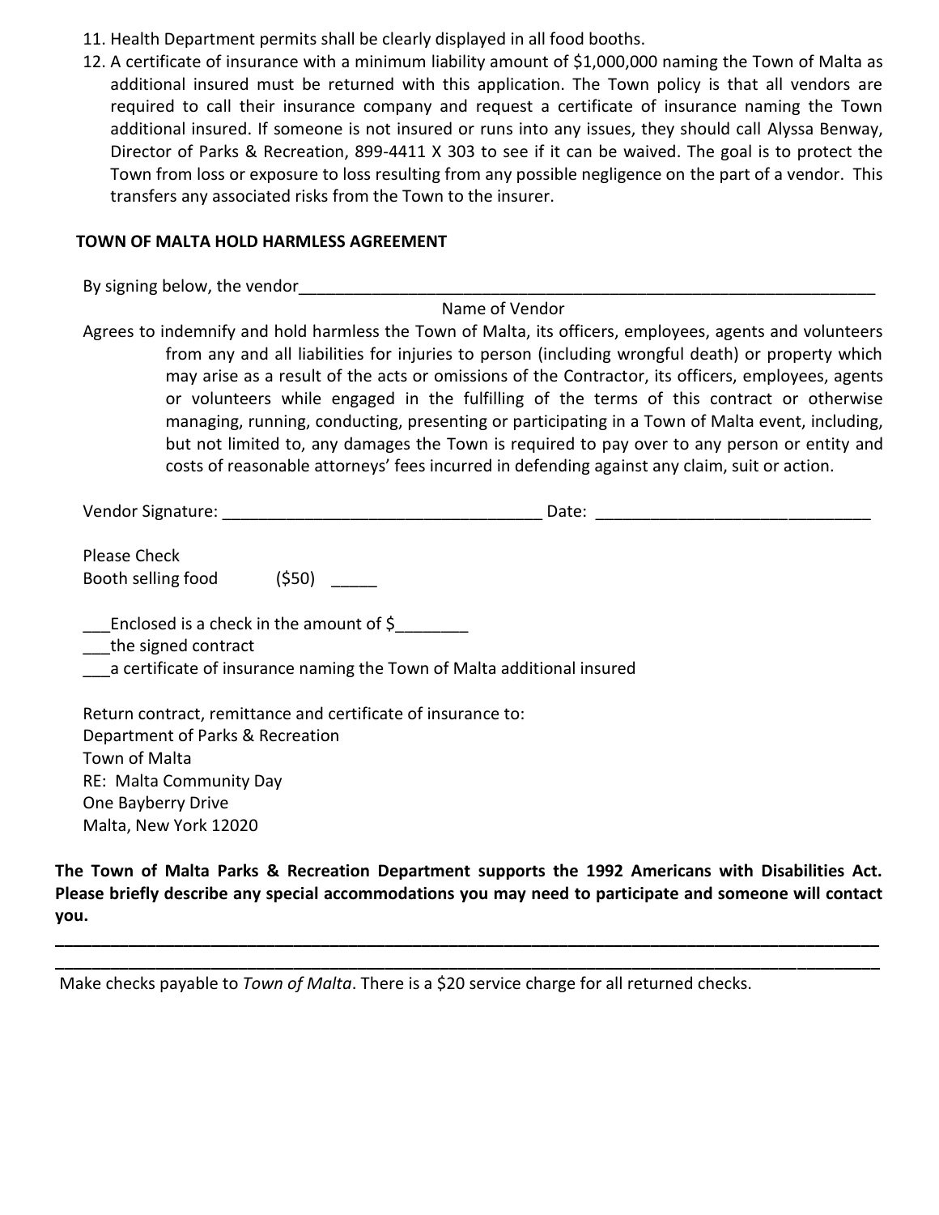11. Health Department permits shall be clearly displayed in all food booths.
12. A certificate of insurance with a minimum liability amount of $1,000,000 naming the Town of Malta as additional insured must be returned with this application. The Town policy is that all vendors are required to call their insurance company and request a certificate of insurance naming the Town additional insured. If someone is not insured or runs into any issues, they should call Alyssa Benway, Director of Parks & Recreation, 899-4411 X 303 to see if it can be waived. The goal is to protect the Town from loss or exposure to loss resulting from any possible negligence on the part of a vendor. This transfers any associated risks from the Town to the insurer.

**TOWN OF MALTA HOLD HARMLESS AGREEMENT**

By signing below, the vendor_______________________________________________________________

Name of Vendor

Agrees to indemnify and hold harmless the Town of Malta, its officers, employees, agents and volunteers from any and all liabilities for injuries to person (including wrongful death) or property which may arise as a result of the acts or omissions of the Contractor, its officers, employees, agents or volunteers while engaged in the fulfilling of the terms of this contract or otherwise managing, running, conducting, presenting or participating in a Town of Malta event, including, but not limited to, any damages the Town is required to pay over to any person or entity and costs of reasonable attorneys' fees incurred in defending against any claim, suit or action.

Vendor Signature: ___________________________________ Date: ______________________________

Please Check

Booth selling food ($50) _____

___Enclosed is a check in the amount of $________

___the signed contract

___a certificate of insurance naming the Town of Malta additional insured

Return contract, remittance and certificate of insurance to:
Department of Parks & Recreation
Town of Malta
RE: Malta Community Day
One Bayberry Drive
Malta, New York 12020

**The Town of Malta Parks & Recreation Department supports the 1992 Americans with Disabilities Act. Please briefly describe any special accommodations you may need to participate and someone will contact you.**

_____________________________________________________________________________________________

_____________________________________________________________________________________________

Make checks payable to *Town of Malta*. There is a $20 service charge for all returned checks.